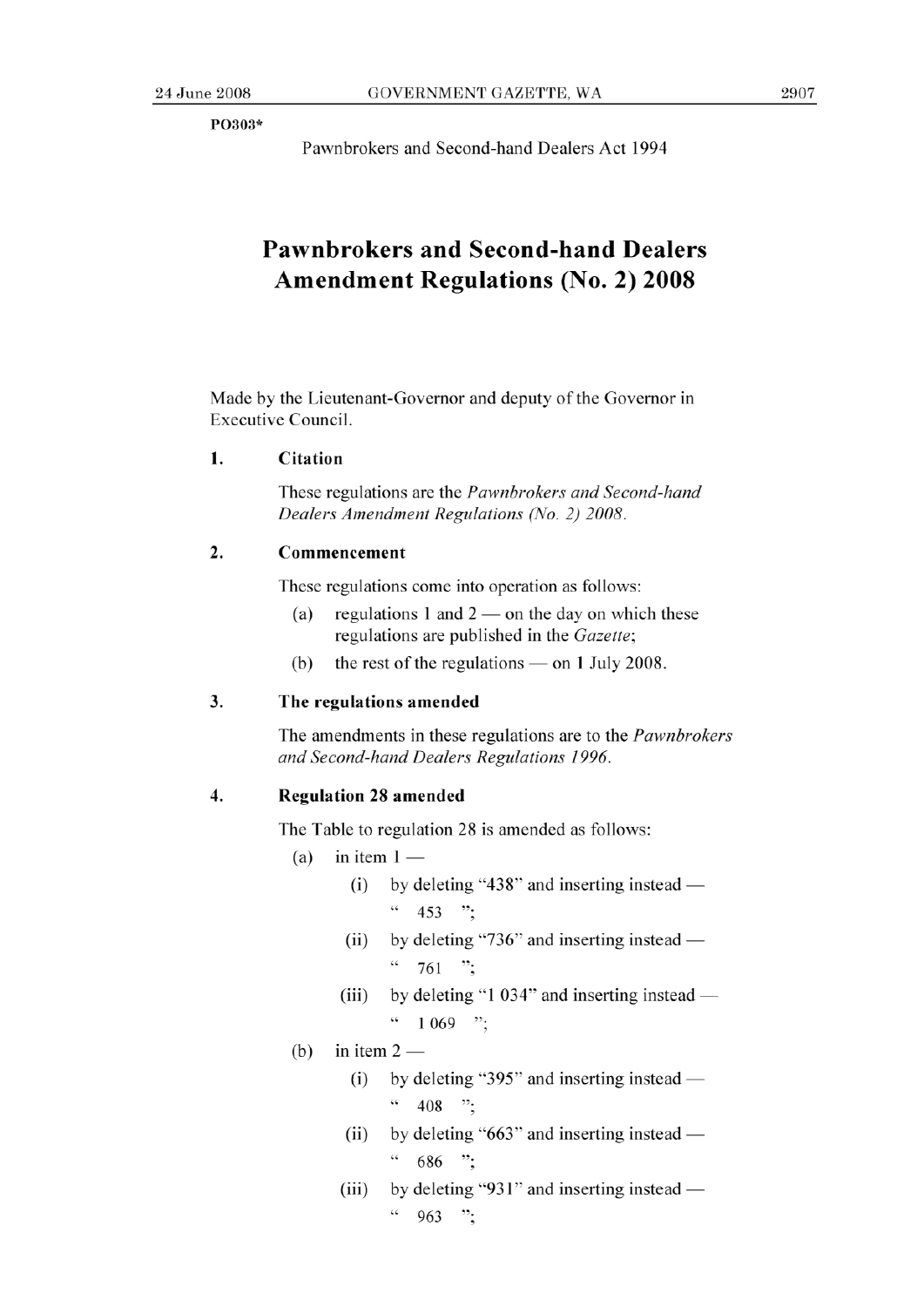PO303*

Pawnbrokers and Second-hand Dealers Act 1994

# Pawnbrokers and Second-hand Dealers Amendment Regulations (No. 2) 2008

Made by the Lieutenant-Governor and deputy of the Governor in Executive Council.

### 1. Citation

These regulations are the *Pawnbrokers and Second-hand Dealers Amendment Regulations (No. 2) 2008*.

### 2. Commencement

These regulations come into operation as follows:

(a) regulations 1 and 2 — on the day on which these regulations are published in the *Gazette*;

(b) the rest of the regulations — on 1 July 2008.

### 3. The regulations amended

The amendments in these regulations are to the *Pawnbrokers and Second-hand Dealers Regulations 1996*.

### 4. Regulation 28 amended

The Table to regulation 28 is amended as follows:

(a) in item 1 —

(i) by deleting "438" and inserting instead —

" 453 ";

(ii) by deleting "736" and inserting instead —

" 761 ";

(iii) by deleting "1 034" and inserting instead —

" 1 069 ";

(b) in item 2 —

(i) by deleting "395" and inserting instead —

" 408 ";

(ii) by deleting "663" and inserting instead —

" 686 ";

(iii) by deleting "931" and inserting instead —

" 963 ";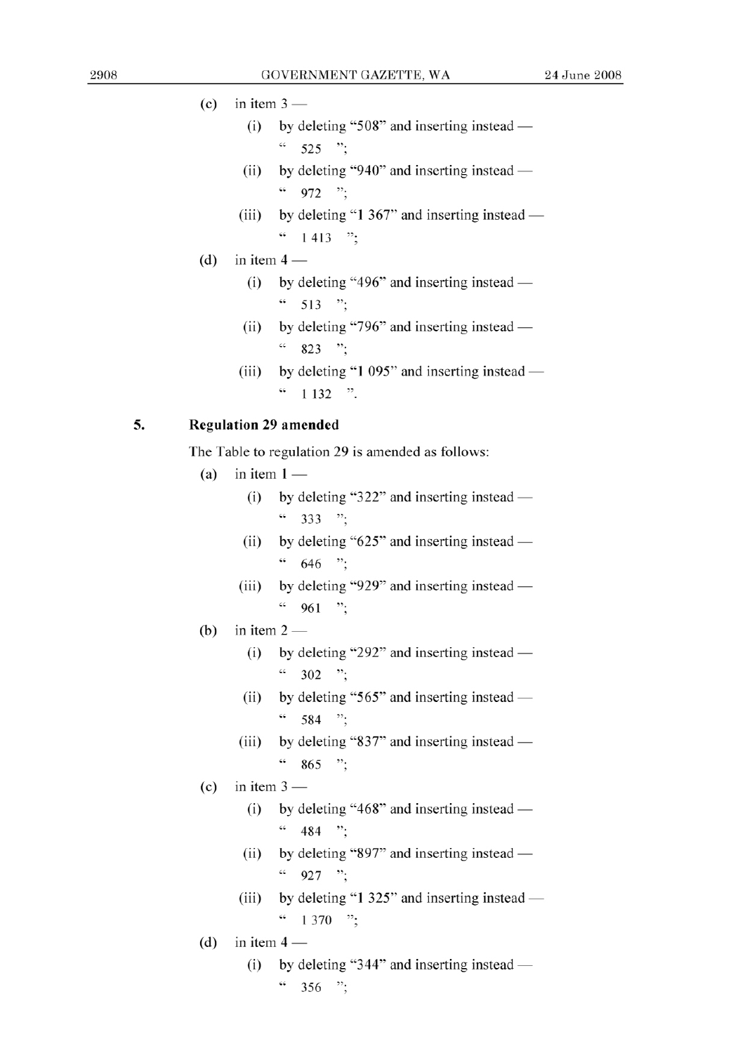(c) in item 3 —

  (i) by deleting "508" and inserting instead —

  " 525 ";

  (ii) by deleting "940" and inserting instead —

  " 972 ";

  (iii) by deleting "1 367" and inserting instead —

  " 1 413 ";

(d) in item 4 —

  (i) by deleting "496" and inserting instead —

  " 513 ";

  (ii) by deleting "796" and inserting instead —

  " 823 ";

  (iii) by deleting "1 095" and inserting instead —

  " 1 132 ".

## 5. Regulation 29 amended

The Table to regulation 29 is amended as follows:

(a) in item 1 —

  (i) by deleting "322" and inserting instead —

  " 333 ";

  (ii) by deleting "625" and inserting instead —

  " 646 ";

  (iii) by deleting "929" and inserting instead —

  " 961 ";

(b) in item 2 —

  (i) by deleting "292" and inserting instead —

  " 302 ";

  (ii) by deleting "565" and inserting instead —

  " 584 ";

  (iii) by deleting "837" and inserting instead —

  " 865 ";

(c) in item 3 —

  (i) by deleting "468" and inserting instead —

  " 484 ";

  (ii) by deleting "897" and inserting instead —

  " 927 ";

  (iii) by deleting "1 325" and inserting instead —

  " 1 370 ";

(d) in item 4 —

  (i) by deleting "344" and inserting instead —

  " 356 ";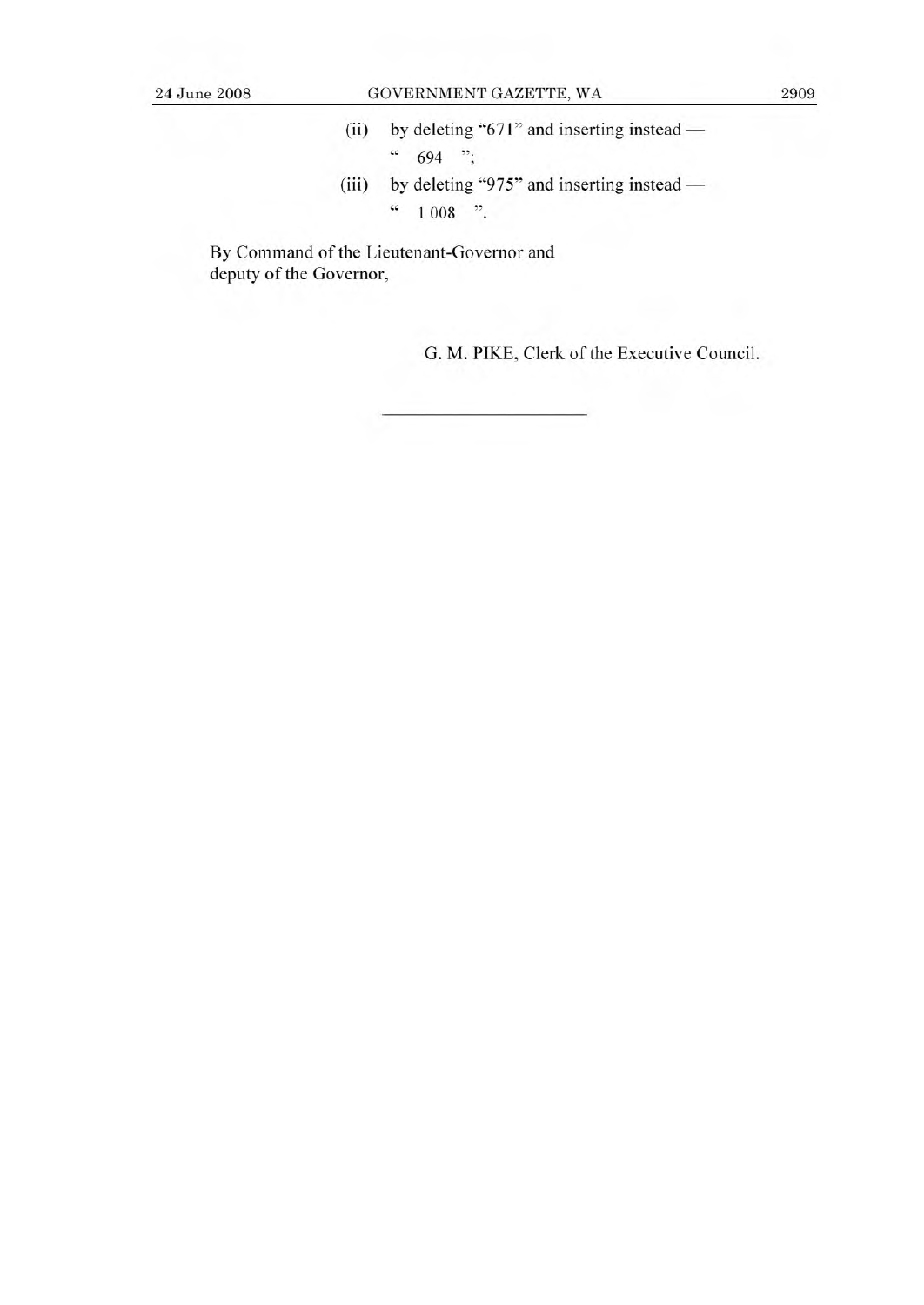(ii) by deleting "671" and inserting instead —

" 694 ";

(iii) by deleting "975" and inserting instead —

" 1 008 ".

By Command of the Lieutenant-Governor and deputy of the Governor,

G. M. PIKE, Clerk of the Executive Council.

---